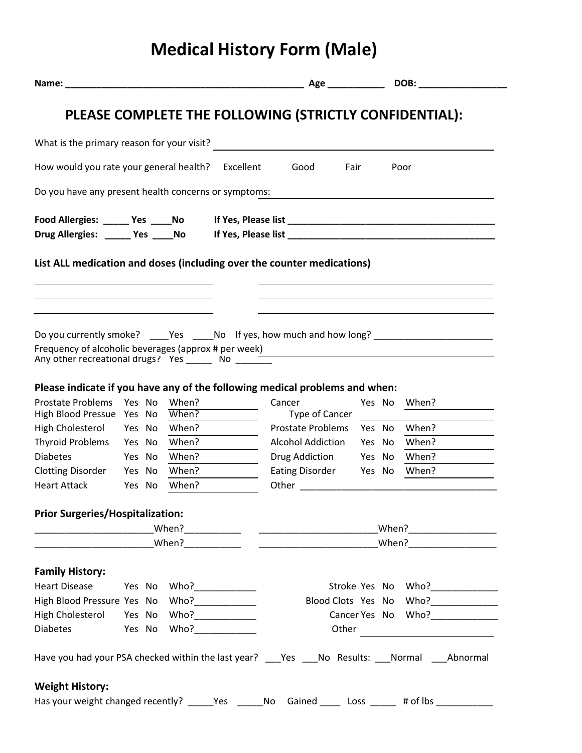# Medical History Form (Male)

**Name:** ______________________________________________ **Age** __________ **DOB:** ________________

## PLEASE COMPLETE THE FOLLOWING (STRICTLY CONFIDENTIAL):

What is the primary reason for your visit? ______________________________________________

How would you rate your general health? Excellent Good Fair Poor

Do you have any present health concerns or symptoms: ______________________________________________

**Food Allergies:** _____ **Yes** ____**No** **If Yes, Please list** ________________________________________

**Drug Allergies:** _____ **Yes** ____**No** **If Yes, Please list** ________________________________________

**List ALL medication and doses (including over the counter medications)**

______________________________ ______________________________

______________________________ ______________________________

______________________________ ______________________________

Do you currently smoke? ____Yes ____No If yes, how much and how long? _______________________

Frequency of alcoholic beverages (approx # per week) ______________________________

Any other recreational drugs? Yes _____ No _______

**Please indicate if you have any of the following medical problems and when:**

| | | | | | | | |
|---|---|---|---|---|---|---|---|
| Prostate Problems | Yes No | When? | | Cancer | Yes No | When? | |
| High Blood Pressue | Yes No | When? | | Type of Cancer | | | |
| High Cholesterol | Yes No | When? | | Prostate Problems | Yes No | When? | |
| Thyroid Problems | Yes No | When? | | Alcohol Addiction | Yes No | When? | |
| Diabetes | Yes No | When? | | Drug Addiction | Yes No | When? | |
| Clotting Disorder | Yes No | When? | | Eating Disorder | Yes No | When? | |
| Heart Attack | Yes No | When? | | Other ______________________________ | | | |

**Prior Surgeries/Hospitalization:**

______________________When?__________ ______________________When?________________

______________________When?__________ ______________________When?________________

**Family History:**

| | | | | | |
|---|---|---|---|---|---|
| Heart Disease | Yes No | Who?____________ | Stroke | Yes No | Who?_____________ |
| High Blood Pressure | Yes No | Who?____________ | Blood Clots | Yes No | Who?_____________ |
| High Cholesterol | Yes No | Who?____________ | Cancer | Yes No | Who?_____________ |
| Diabetes | Yes No | Who?____________ | Other | | ______________________ |

Have you had your PSA checked within the last year? ___Yes ___No Results: ___Normal ___Abnormal

**Weight History:**

Has your weight changed recently? _____Yes _____No Gained ____ Loss _____ # of lbs ___________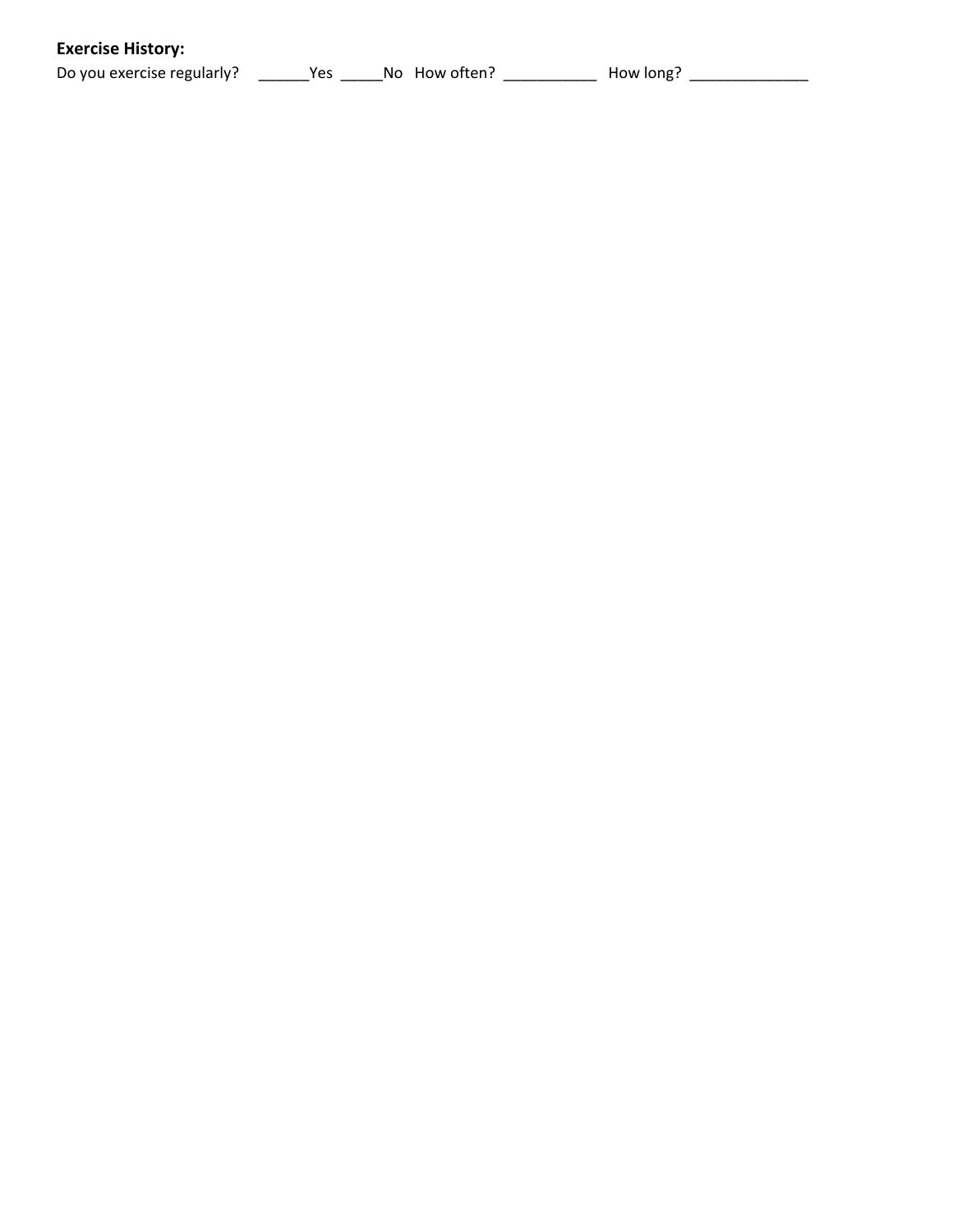**Exercise History:**

Do you exercise regularly? ______Yes _____No How often? ___________ How long? ______________